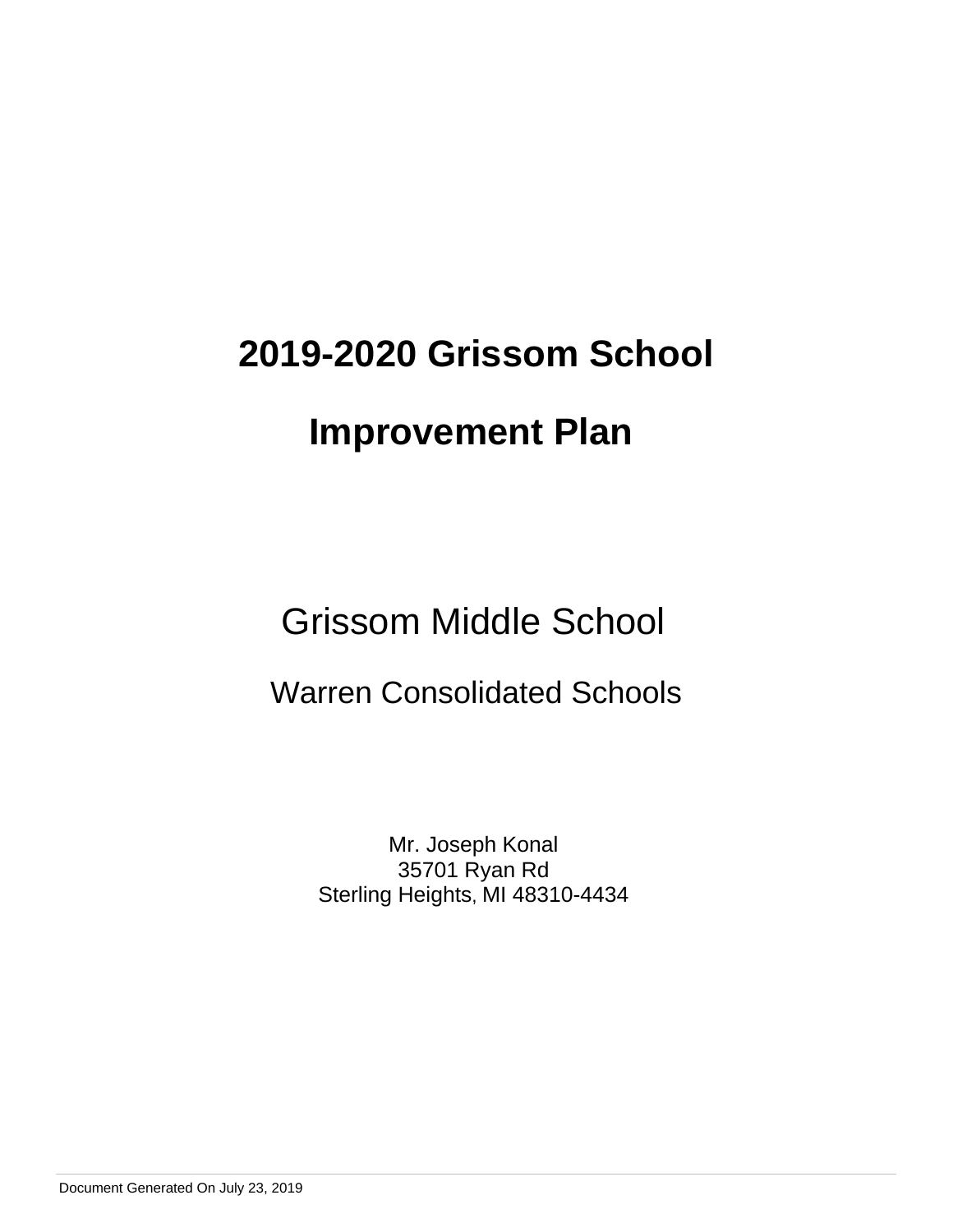# 2019-2020 Grissom School Improvement Plan

## Grissom Middle School

### Warren Consolidated Schools

Mr. Joseph Konal
35701 Ryan Rd
Sterling Heights, MI 48310-4434

Document Generated On July 23, 2019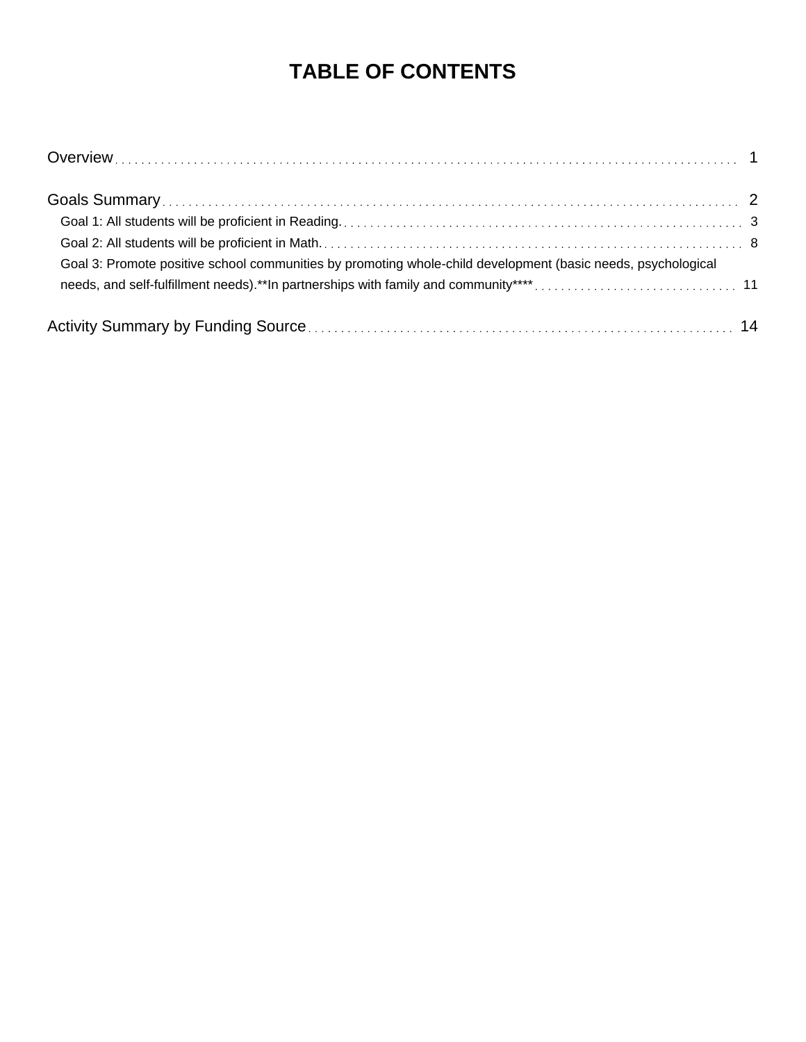# TABLE OF CONTENTS

Overview . . . . . . . . . . 1

Goals Summary . . . . . . . . . . 2

- Goal 1: All students will be proficient in Reading. . . . . . . . . . 3
- Goal 2: All students will be proficient in Math. . . . . . . . . . 8
- Goal 3: Promote positive school communities by promoting whole-child development (basic needs, psychological needs, and self-fulfillment needs).**In partnerships with family and community**** . . . . . . . . . . 11

Activity Summary by Funding Source . . . . . . . . . . 14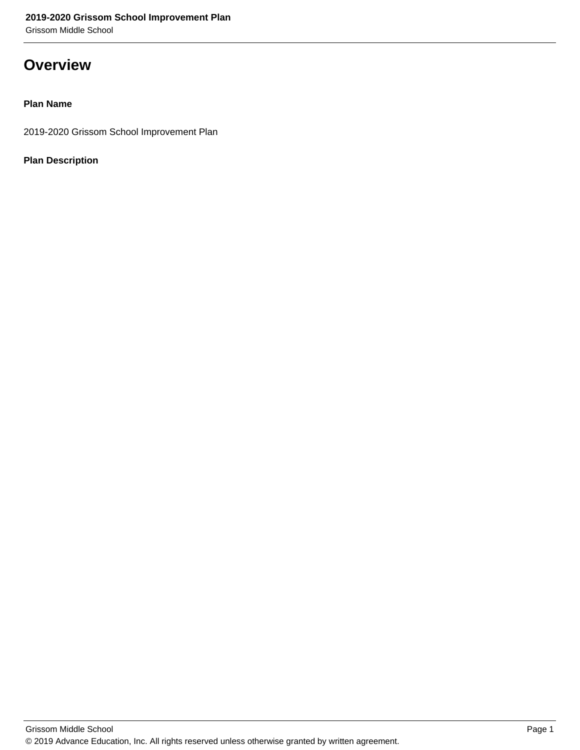# Overview

**Plan Name**

2019-2020 Grissom School Improvement Plan

**Plan Description**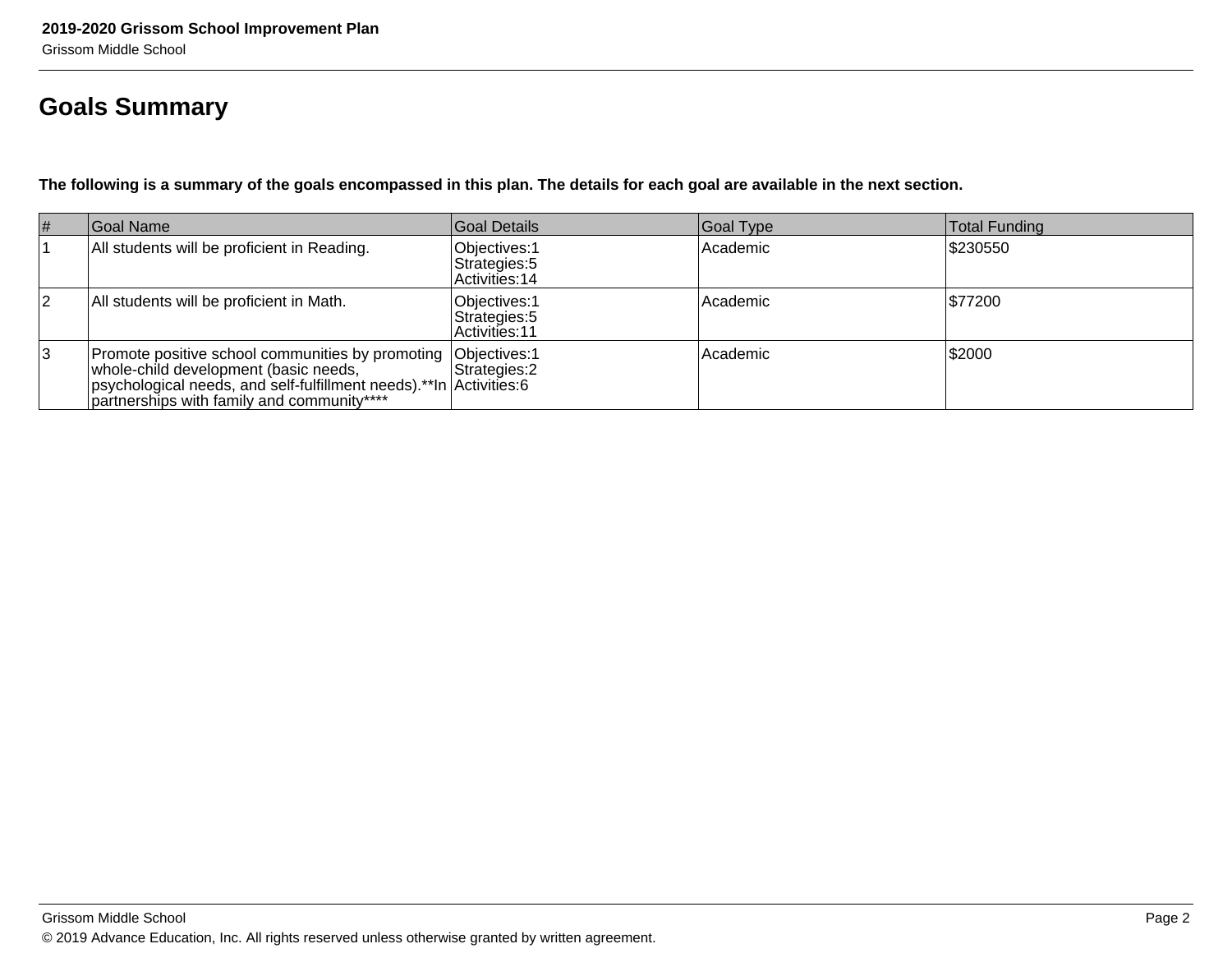# Goals Summary

**The following is a summary of the goals encompassed in this plan. The details for each goal are available in the next section.**

| # | Goal Name | Goal Details | Goal Type | Total Funding |
|---|---|---|---|---|
| 1 | All students will be proficient in Reading. | Objectives:1<br>Strategies:5<br>Activities:14 | Academic | $230550 |
| 2 | All students will be proficient in Math. | Objectives:1<br>Strategies:5<br>Activities:11 | Academic | $77200 |
| 3 | Promote positive school communities by promoting whole-child development (basic needs, psychological needs, and self-fulfillment needs).**In partnerships with family and community**** | Objectives:1<br>Strategies:2<br>Activities:6 | Academic | $2000 |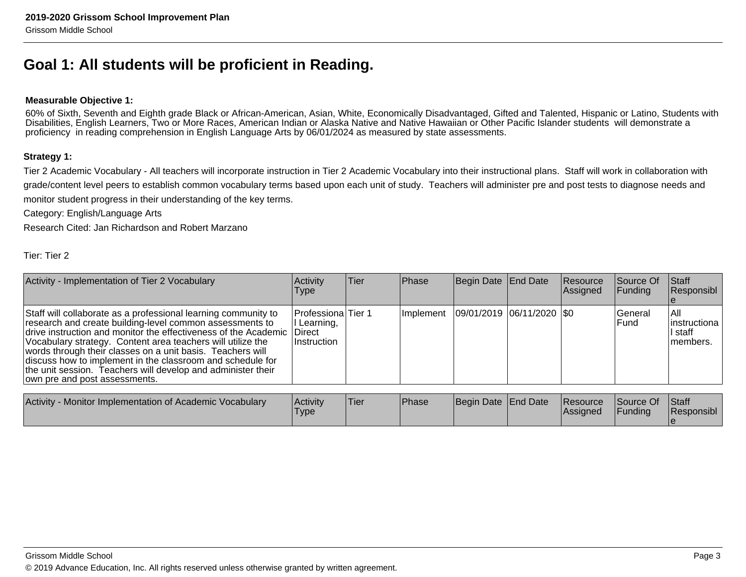# Goal 1: All students will be proficient in Reading.

**Measurable Objective 1:**

60% of Sixth, Seventh and Eighth grade Black or African-American, Asian, White, Economically Disadvantaged, Gifted and Talented, Hispanic or Latino, Students with Disabilities, English Learners, Two or More Races, American Indian or Alaska Native and Native Hawaiian or Other Pacific Islander students will demonstrate a proficiency in reading comprehension in English Language Arts by 06/01/2024 as measured by state assessments.

**Strategy 1:**

Tier 2 Academic Vocabulary - All teachers will incorporate instruction in Tier 2 Academic Vocabulary into their instructional plans. Staff will work in collaboration with grade/content level peers to establish common vocabulary terms based upon each unit of study. Teachers will administer pre and post tests to diagnose needs and monitor student progress in their understanding of the key terms.

Category: English/Language Arts

Research Cited: Jan Richardson and Robert Marzano

Tier: Tier 2

| Activity - Implementation of Tier 2 Vocabulary | Activity Type | Tier | Phase | Begin Date | End Date | Resource Assigned | Source Of Funding | Staff Responsible |
|---|---|---|---|---|---|---|---|---|
| Staff will collaborate as a professional learning community to research and create building-level common assessments to drive instruction and monitor the effectiveness of the Academic Vocabulary strategy. Content area teachers will utilize the words through their classes on a unit basis. Teachers will discuss how to implement in the classroom and schedule for the unit session. Teachers will develop and administer their own pre and post assessments. | Professional Learning, Direct Instruction | Tier 1 | Implement | 09/01/2019 | 06/11/2020 | $0 | General Fund | All instructional staff members. |

| Activity - Monitor Implementation of Academic Vocabulary | Activity Type | Tier | Phase | Begin Date | End Date | Resource Assigned | Source Of Funding | Staff Responsible |
|---|---|---|---|---|---|---|---|---|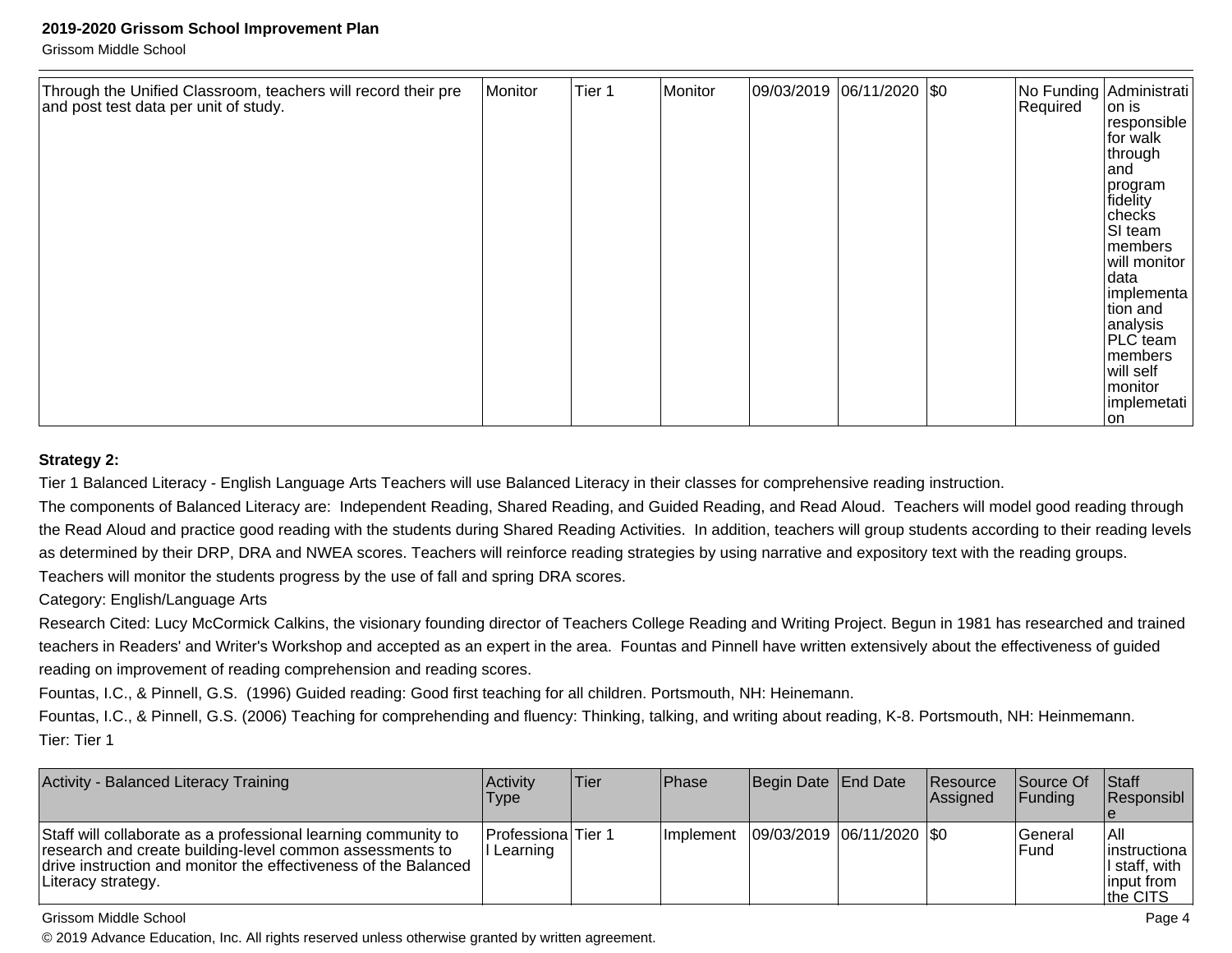| | | | | | | | | |
|---|---|---|---|---|---|---|---|---|
| Through the Unified Classroom, teachers will record their pre and post test data per unit of study. | Monitor | Tier 1 | Monitor | 09/03/2019 | 06/11/2020 | $0 | No Funding Required | Administration is responsible for walk through and program fidelity checks SI team members will monitor data implementation and analysis PLC team members will self monitor implemetation |

**Strategy 2:**

Tier 1 Balanced Literacy - English Language Arts Teachers will use Balanced Literacy in their classes for comprehensive reading instruction.

The components of Balanced Literacy are: Independent Reading, Shared Reading, and Guided Reading, and Read Aloud. Teachers will model good reading through the Read Aloud and practice good reading with the students during Shared Reading Activities. In addition, teachers will group students according to their reading levels as determined by their DRP, DRA and NWEA scores. Teachers will reinforce reading strategies by using narrative and expository text with the reading groups. Teachers will monitor the students progress by the use of fall and spring DRA scores.

Category: English/Language Arts

Research Cited: Lucy McCormick Calkins, the visionary founding director of Teachers College Reading and Writing Project. Begun in 1981 has researched and trained teachers in Readers' and Writer's Workshop and accepted as an expert in the area. Fountas and Pinnell have written extensively about the effectiveness of guided reading on improvement of reading comprehension and reading scores.

Fountas, I.C., & Pinnell, G.S. (1996) Guided reading: Good first teaching for all children. Portsmouth, NH: Heinemann.

Fountas, I.C., & Pinnell, G.S. (2006) Teaching for comprehending and fluency: Thinking, talking, and writing about reading, K-8. Portsmouth, NH: Heinmemann.

Tier: Tier 1

| Activity - Balanced Literacy Training | Activity Type | Tier | Phase | Begin Date | End Date | Resource Assigned | Source Of Funding | Staff Responsible |
|---|---|---|---|---|---|---|---|---|
| Staff will collaborate as a professional learning community to research and create building-level common assessments to drive instruction and monitor the effectiveness of the Balanced Literacy strategy. | Professional Learning | Tier 1 | Implement | 09/03/2019 | 06/11/2020 | $0 | General Fund | All instructional staff, with input from the CITS |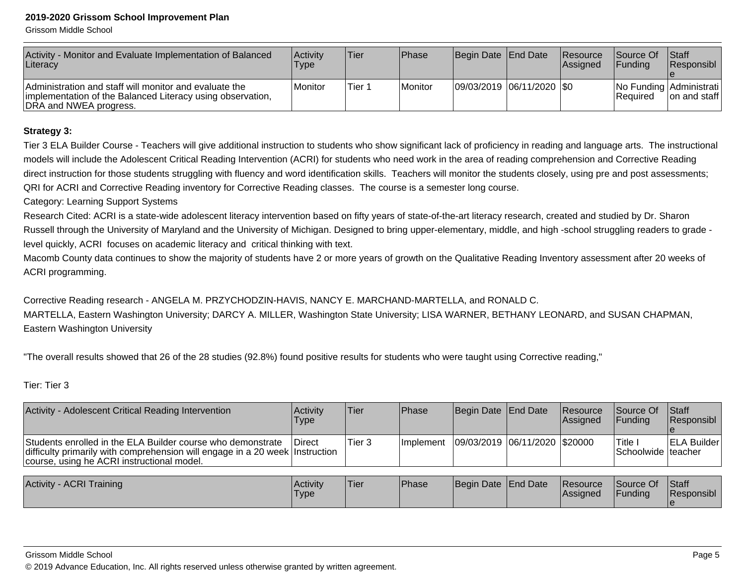| Activity - Monitor and Evaluate Implementation of Balanced Literacy | Activity Type | Tier | Phase | Begin Date | End Date | Resource Assigned | Source Of Funding | Staff Responsible |
|---|---|---|---|---|---|---|---|---|
| Administration and staff will monitor and evaluate the implementation of the Balanced Literacy using observation, DRA and NWEA progress. | Monitor | Tier 1 | Monitor | 09/03/2019 | 06/11/2020 | $0 | No Funding Required | Administration and staff |

**Strategy 3:**

Tier 3 ELA Builder Course - Teachers will give additional instruction to students who show significant lack of proficiency in reading and language arts. The instructional models will include the Adolescent Critical Reading Intervention (ACRI) for students who need work in the area of reading comprehension and Corrective Reading direct instruction for those students struggling with fluency and word identification skills. Teachers will monitor the students closely, using pre and post assessments; QRI for ACRI and Corrective Reading inventory for Corrective Reading classes. The course is a semester long course.

Category: Learning Support Systems

Research Cited: ACRI is a state-wide adolescent literacy intervention based on fifty years of state-of-the-art literacy research, created and studied by Dr. Sharon Russell through the University of Maryland and the University of Michigan. Designed to bring upper-elementary, middle, and high -school struggling readers to grade -level quickly, ACRI focuses on academic literacy and critical thinking with text.

Macomb County data continues to show the majority of students have 2 or more years of growth on the Qualitative Reading Inventory assessment after 20 weeks of ACRI programming.

Corrective Reading research - ANGELA M. PRZYCHODZIN-HAVIS, NANCY E. MARCHAND-MARTELLA, and RONALD C. MARTELLA, Eastern Washington University; DARCY A. MILLER, Washington State University; LISA WARNER, BETHANY LEONARD, and SUSAN CHAPMAN, Eastern Washington University

"The overall results showed that 26 of the 28 studies (92.8%) found positive results for students who were taught using Corrective reading,"

Tier: Tier 3

| Activity - Adolescent Critical Reading Intervention | Activity Type | Tier | Phase | Begin Date | End Date | Resource Assigned | Source Of Funding | Staff Responsible |
|---|---|---|---|---|---|---|---|---|
| Students enrolled in the ELA Builder course who demonstrate difficulty primarily with comprehension will engage in a 20 week course, using he ACRI instructional model. | Direct Instruction | Tier 3 | Implement | 09/03/2019 | 06/11/2020 | $20000 | Title I Schoolwide | ELA Builder teacher |

| Activity - ACRI Training | Activity Type | Tier | Phase | Begin Date | End Date | Resource Assigned | Source Of Funding | Staff Responsible |
|---|---|---|---|---|---|---|---|---|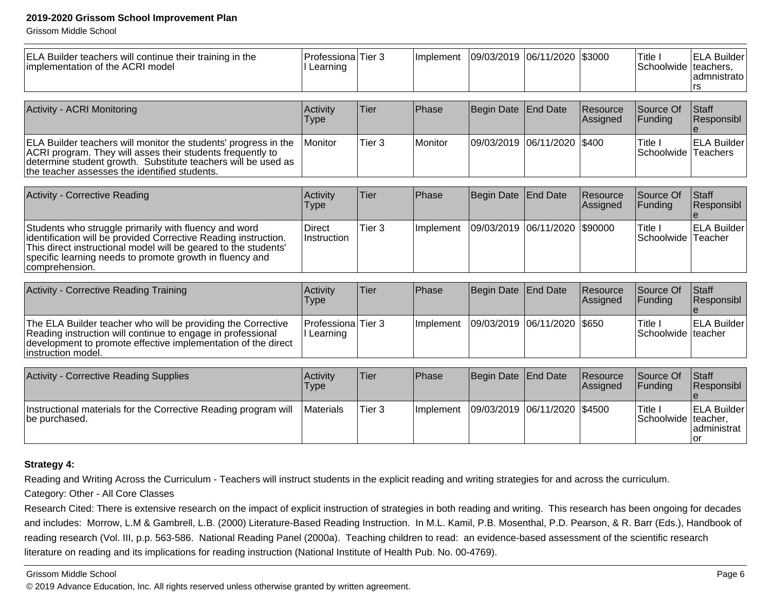| | | | | | | | | |
|---|---|---|---|---|---|---|---|---|
| ELA Builder teachers will continue their training in the implementation of the ACRI model | Professional Learning | Tier 3 | Implement | 09/03/2019 | 06/11/2020 | $3000 | Title I Schoolwide | ELA Builder teachers, admnistrators |

| Activity - ACRI Monitoring | Activity Type | Tier | Phase | Begin Date | End Date | Resource Assigned | Source Of Funding | Staff Responsible |
|---|---|---|---|---|---|---|---|---|
| ELA Builder teachers will monitor the students' progress in the ACRI program. They will asses their students frequently to determine student growth. Substitute teachers will be used as the teacher assesses the identified students. | Monitor | Tier 3 | Monitor | 09/03/2019 | 06/11/2020 | $400 | Title I Schoolwide | ELA Builder Teachers |

| Activity - Corrective Reading | Activity Type | Tier | Phase | Begin Date | End Date | Resource Assigned | Source Of Funding | Staff Responsible |
|---|---|---|---|---|---|---|---|---|
| Students who struggle primarily with fluency and word identification will be provided Corrective Reading instruction. This direct instructional model will be geared to the students' specific learning needs to promote growth in fluency and comprehension. | Direct Instruction | Tier 3 | Implement | 09/03/2019 | 06/11/2020 | $90000 | Title I Schoolwide | ELA Builder Teacher |

| Activity - Corrective Reading Training | Activity Type | Tier | Phase | Begin Date | End Date | Resource Assigned | Source Of Funding | Staff Responsible |
|---|---|---|---|---|---|---|---|---|
| The ELA Builder teacher who will be providing the Corrective Reading instruction will continue to engage in professional development to promote effective implementation of the direct instruction model. | Professional Learning | Tier 3 | Implement | 09/03/2019 | 06/11/2020 | $650 | Title I Schoolwide | ELA Builder teacher |

| Activity - Corrective Reading Supplies | Activity Type | Tier | Phase | Begin Date | End Date | Resource Assigned | Source Of Funding | Staff Responsible |
|---|---|---|---|---|---|---|---|---|
| Instructional materials for the Corrective Reading program will be purchased. | Materials | Tier 3 | Implement | 09/03/2019 | 06/11/2020 | $4500 | Title I Schoolwide | ELA Builder teacher, administrator |

**Strategy 4:**

Reading and Writing Across the Curriculum - Teachers will instruct students in the explicit reading and writing strategies for and across the curriculum.

Category: Other - All Core Classes

Research Cited: There is extensive research on the impact of explicit instruction of strategies in both reading and writing. This research has been ongoing for decades and includes: Morrow, L.M & Gambrell, L.B. (2000) Literature-Based Reading Instruction. In M.L. Kamil, P.B. Mosenthal, P.D. Pearson, & R. Barr (Eds.), Handbook of reading research (Vol. III, p.p. 563-586. National Reading Panel (2000a). Teaching children to read: an evidence-based assessment of the scientific research literature on reading and its implications for reading instruction (National Institute of Health Pub. No. 00-4769).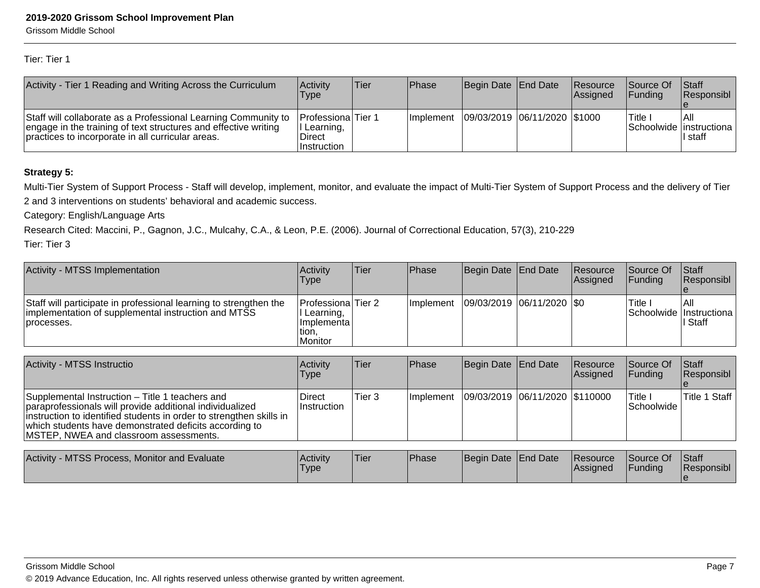Tier: Tier 1

| Activity - Tier 1 Reading and Writing Across the Curriculum | Activity Type | Tier | Phase | Begin Date | End Date | Resource Assigned | Source Of Funding | Staff Responsible |
|---|---|---|---|---|---|---|---|---|
| Staff will collaborate as a Professional Learning Community to engage in the training of text structures and effective writing practices to incorporate in all curricular areas. | Professional Learning, Direct Instruction | Tier 1 | Implement | 09/03/2019 | 06/11/2020 | $1000 | Title I Schoolwide | All instructional staff |

**Strategy 5:**

Multi-Tier System of Support Process - Staff will develop, implement, monitor, and evaluate the impact of Multi-Tier System of Support Process and the delivery of Tier 2 and 3 interventions on students' behavioral and academic success.

Category: English/Language Arts

Research Cited: Maccini, P., Gagnon, J.C., Mulcahy, C.A., & Leon, P.E. (2006). Journal of Correctional Education, 57(3), 210-229

Tier: Tier 3

| Activity - MTSS Implementation | Activity Type | Tier | Phase | Begin Date | End Date | Resource Assigned | Source Of Funding | Staff Responsible |
|---|---|---|---|---|---|---|---|---|
| Staff will participate in professional learning to strengthen the implementation of supplemental instruction and MTSS processes. | Professional Learning, Implementation, Monitor | Tier 2 | Implement | 09/03/2019 | 06/11/2020 | $0 | Title I Schoolwide | All Instructional Staff |

| Activity - MTSS Instructio | Activity Type | Tier | Phase | Begin Date | End Date | Resource Assigned | Source Of Funding | Staff Responsible |
|---|---|---|---|---|---|---|---|---|
| Supplemental Instruction – Title 1 teachers and paraprofessionals will provide additional individualized instruction to identified students in order to strengthen skills in which students have demonstrated deficits according to MSTEP, NWEA and classroom assessments. | Direct Instruction | Tier 3 | Implement | 09/03/2019 | 06/11/2020 | $110000 | Title I Schoolwide | Title 1 Staff |

| Activity - MTSS Process, Monitor and Evaluate | Activity Type | Tier | Phase | Begin Date | End Date | Resource Assigned | Source Of Funding | Staff Responsible |
|---|---|---|---|---|---|---|---|---|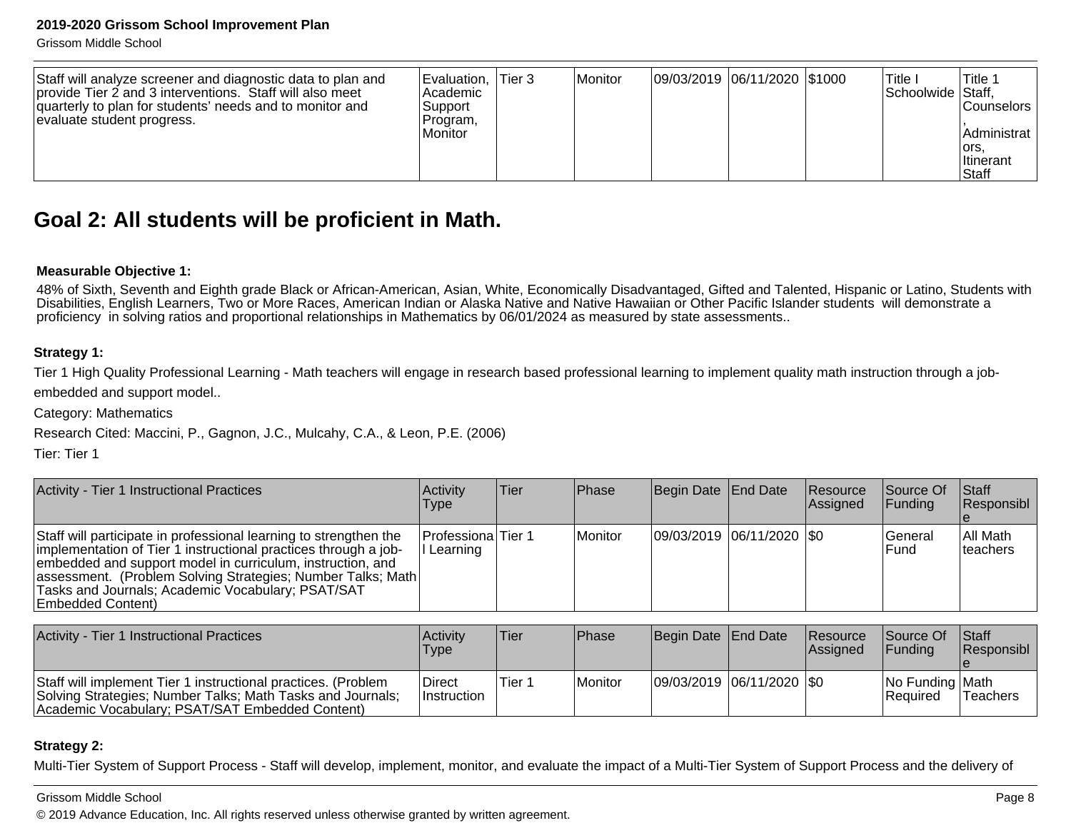| Staff will analyze screener and diagnostic data to plan and provide Tier 2 and 3 interventions. Staff will also meet quarterly to plan for students' needs and to monitor and evaluate student progress. | Evaluation, Academic Support Program, Monitor | Tier 3 | Monitor | 09/03/2019 | 06/11/2020 | $1000 | Title I Schoolwide | Title 1 Staff, Counselors, Administrators, Itinerant Staff |
|---|---|---|---|---|---|---|---|---|

## Goal 2: All students will be proficient in Math.

**Measurable Objective 1:**

48% of Sixth, Seventh and Eighth grade Black or African-American, Asian, White, Economically Disadvantaged, Gifted and Talented, Hispanic or Latino, Students with Disabilities, English Learners, Two or More Races, American Indian or Alaska Native and Native Hawaiian or Other Pacific Islander students will demonstrate a proficiency in solving ratios and proportional relationships in Mathematics by 06/01/2024 as measured by state assessments..

**Strategy 1:**

Tier 1 High Quality Professional Learning - Math teachers will engage in research based professional learning to implement quality math instruction through a job-embedded and support model..

Category: Mathematics

Research Cited: Maccini, P., Gagnon, J.C., Mulcahy, C.A., & Leon, P.E. (2006)

Tier: Tier 1

| Activity - Tier 1 Instructional Practices | Activity Type | Tier | Phase | Begin Date | End Date | Resource Assigned | Source Of Funding | Staff Responsible |
|---|---|---|---|---|---|---|---|---|
| Staff will participate in professional learning to strengthen the implementation of Tier 1 instructional practices through a job-embedded and support model in curriculum, instruction, and assessment. (Problem Solving Strategies; Number Talks; Math Tasks and Journals; Academic Vocabulary; PSAT/SAT Embedded Content) | Professional Learning | Tier 1 | Monitor | 09/03/2019 | 06/11/2020 | $0 | General Fund | All Math teachers |

| Activity - Tier 1 Instructional Practices | Activity Type | Tier | Phase | Begin Date | End Date | Resource Assigned | Source Of Funding | Staff Responsible |
|---|---|---|---|---|---|---|---|---|
| Staff will implement Tier 1 instructional practices. (Problem Solving Strategies; Number Talks; Math Tasks and Journals; Academic Vocabulary; PSAT/SAT Embedded Content) | Direct Instruction | Tier 1 | Monitor | 09/03/2019 | 06/11/2020 | $0 | No Funding Required | Math Teachers |

**Strategy 2:**

Multi-Tier System of Support Process - Staff will develop, implement, monitor, and evaluate the impact of a Multi-Tier System of Support Process and the delivery of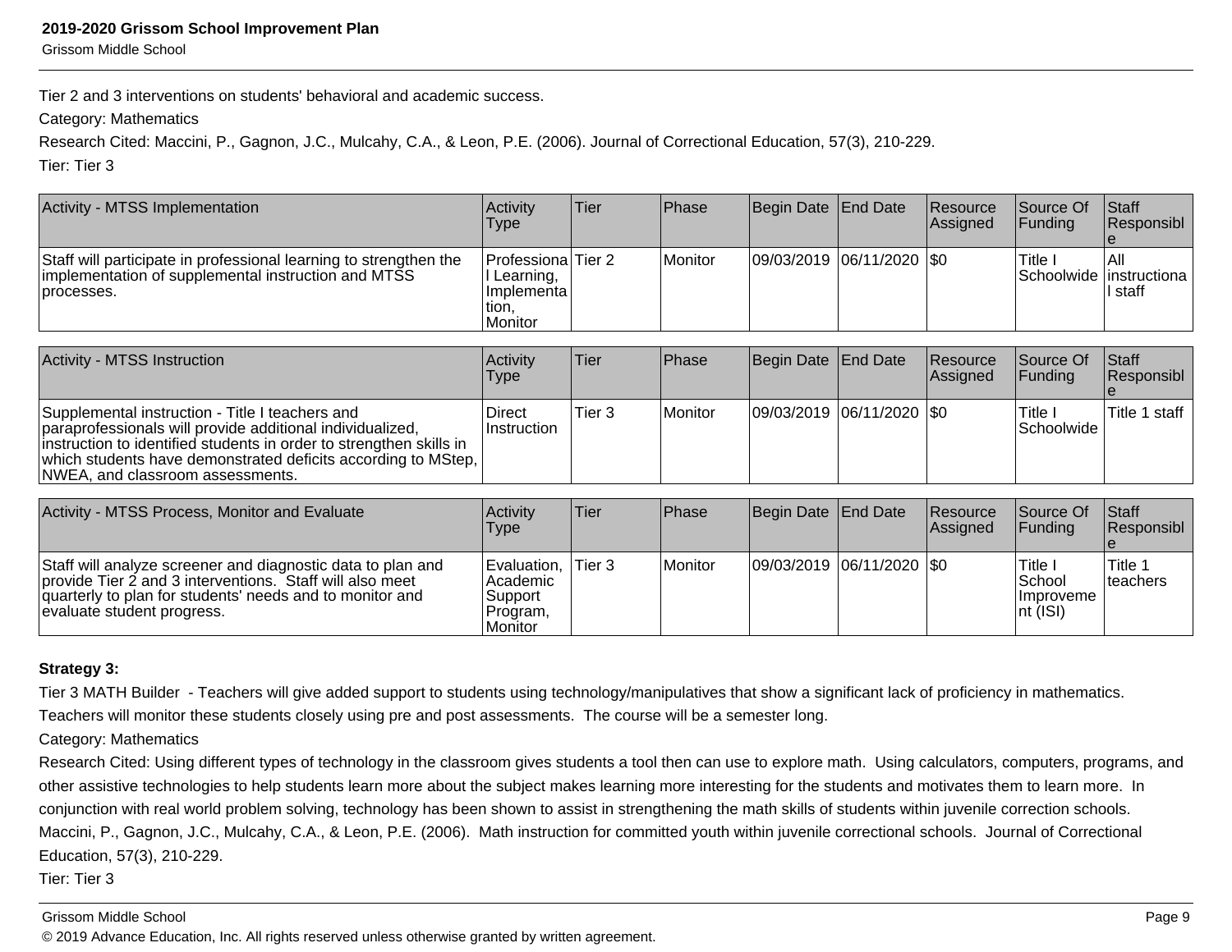Tier 2 and 3 interventions on students' behavioral and academic success.

Category: Mathematics

Research Cited: Maccini, P., Gagnon, J.C., Mulcahy, C.A., & Leon, P.E. (2006). Journal of Correctional Education, 57(3), 210-229.

Tier: Tier 3

| Activity - MTSS Implementation | Activity Type | Tier | Phase | Begin Date | End Date | Resource Assigned | Source Of Funding | Staff Responsible |
|---|---|---|---|---|---|---|---|---|
| Staff will participate in professional learning to strengthen the implementation of supplemental instruction and MTSS processes. | Professional Learning, Implementation, Monitor | Tier 2 | Monitor | 09/03/2019 | 06/11/2020 | $0 | Title I Schoolwide | All instructional staff |

| Activity - MTSS Instruction | Activity Type | Tier | Phase | Begin Date | End Date | Resource Assigned | Source Of Funding | Staff Responsible |
|---|---|---|---|---|---|---|---|---|
| Supplemental instruction - Title I teachers and paraprofessionals will provide additional individualized, instruction to identified students in order to strengthen skills in which students have demonstrated deficits according to MStep, NWEA, and classroom assessments. | Direct Instruction | Tier 3 | Monitor | 09/03/2019 | 06/11/2020 | $0 | Title I Schoolwide | Title 1 staff |

| Activity - MTSS Process, Monitor and Evaluate | Activity Type | Tier | Phase | Begin Date | End Date | Resource Assigned | Source Of Funding | Staff Responsible |
|---|---|---|---|---|---|---|---|---|
| Staff will analyze screener and diagnostic data to plan and provide Tier 2 and 3 interventions. Staff will also meet quarterly to plan for students' needs and to monitor and evaluate student progress. | Evaluation, Academic Support Program, Monitor | Tier 3 | Monitor | 09/03/2019 | 06/11/2020 | $0 | Title I School Improvement (ISI) | Title 1 teachers |

**Strategy 3:**

Tier 3 MATH Builder - Teachers will give added support to students using technology/manipulatives that show a significant lack of proficiency in mathematics. Teachers will monitor these students closely using pre and post assessments. The course will be a semester long.

Category: Mathematics

Research Cited: Using different types of technology in the classroom gives students a tool then can use to explore math. Using calculators, computers, programs, and other assistive technologies to help students learn more about the subject makes learning more interesting for the students and motivates them to learn more. In conjunction with real world problem solving, technology has been shown to assist in strengthening the math skills of students within juvenile correction schools. Maccini, P., Gagnon, J.C., Mulcahy, C.A., & Leon, P.E. (2006). Math instruction for committed youth within juvenile correctional schools. Journal of Correctional Education, 57(3), 210-229.

Tier: Tier 3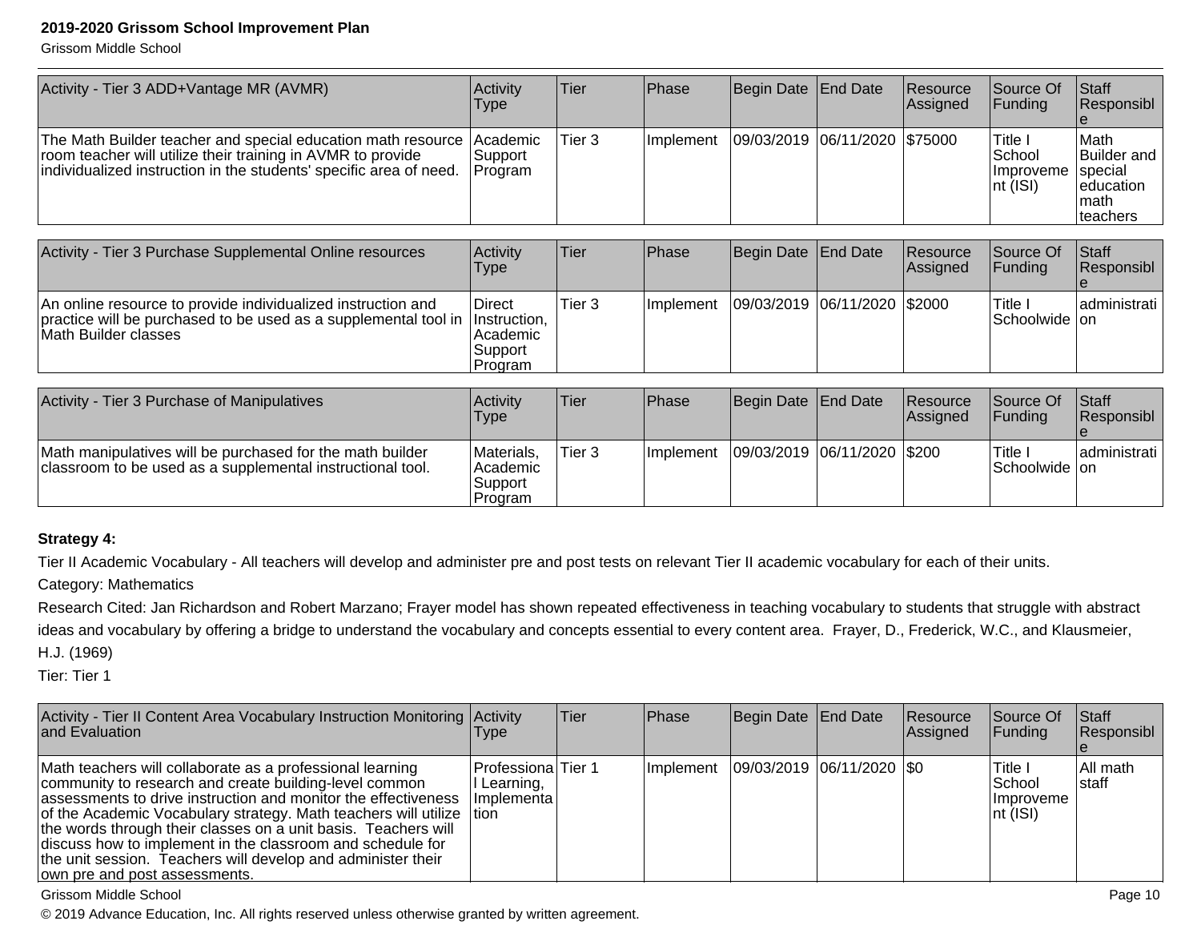| Activity - Tier 3 ADD+Vantage MR (AVMR) | Activity Type | Tier | Phase | Begin Date | End Date | Resource Assigned | Source Of Funding | Staff Responsible |
|---|---|---|---|---|---|---|---|---|
| The Math Builder teacher and special education math resource room teacher will utilize their training in AVMR to provide individualized instruction in the students' specific area of need. | Academic Support Program | Tier 3 | Implement | 09/03/2019 | 06/11/2020 | $75000 | Title I School Improvement (ISI) | Math Builder and special education math teachers |

| Activity - Tier 3 Purchase Supplemental Online resources | Activity Type | Tier | Phase | Begin Date | End Date | Resource Assigned | Source Of Funding | Staff Responsible |
|---|---|---|---|---|---|---|---|---|
| An online resource to provide individualized instruction and practice will be purchased to be used as a supplemental tool in Math Builder classes | Direct Instruction, Academic Support Program | Tier 3 | Implement | 09/03/2019 | 06/11/2020 | $2000 | Title I Schoolwide | administration |

| Activity - Tier 3 Purchase of Manipulatives | Activity Type | Tier | Phase | Begin Date | End Date | Resource Assigned | Source Of Funding | Staff Responsible |
|---|---|---|---|---|---|---|---|---|
| Math manipulatives will be purchased for the math builder classroom to be used as a supplemental instructional tool. | Materials, Academic Support Program | Tier 3 | Implement | 09/03/2019 | 06/11/2020 | $200 | Title I Schoolwide | administration |

**Strategy 4:**

Tier II Academic Vocabulary - All teachers will develop and administer pre and post tests on relevant Tier II academic vocabulary for each of their units.

Category: Mathematics

Research Cited: Jan Richardson and Robert Marzano; Frayer model has shown repeated effectiveness in teaching vocabulary to students that struggle with abstract ideas and vocabulary by offering a bridge to understand the vocabulary and concepts essential to every content area. Frayer, D., Frederick, W.C., and Klausmeier, H.J. (1969)

Tier: Tier 1

| Activity - Tier II Content Area Vocabulary Instruction Monitoring and Evaluation | Activity Type | Tier | Phase | Begin Date | End Date | Resource Assigned | Source Of Funding | Staff Responsible |
|---|---|---|---|---|---|---|---|---|
| Math teachers will collaborate as a professional learning community to research and create building-level common assessments to drive instruction and monitor the effectiveness of the Academic Vocabulary strategy. Math teachers will utilize the words through their classes on a unit basis. Teachers will discuss how to implement in the classroom and schedule for the unit session. Teachers will develop and administer their own pre and post assessments. | Professional Learning, Implementation | Tier 1 | Implement | 09/03/2019 | 06/11/2020 | $0 | Title I School Improvement (ISI) | All math staff |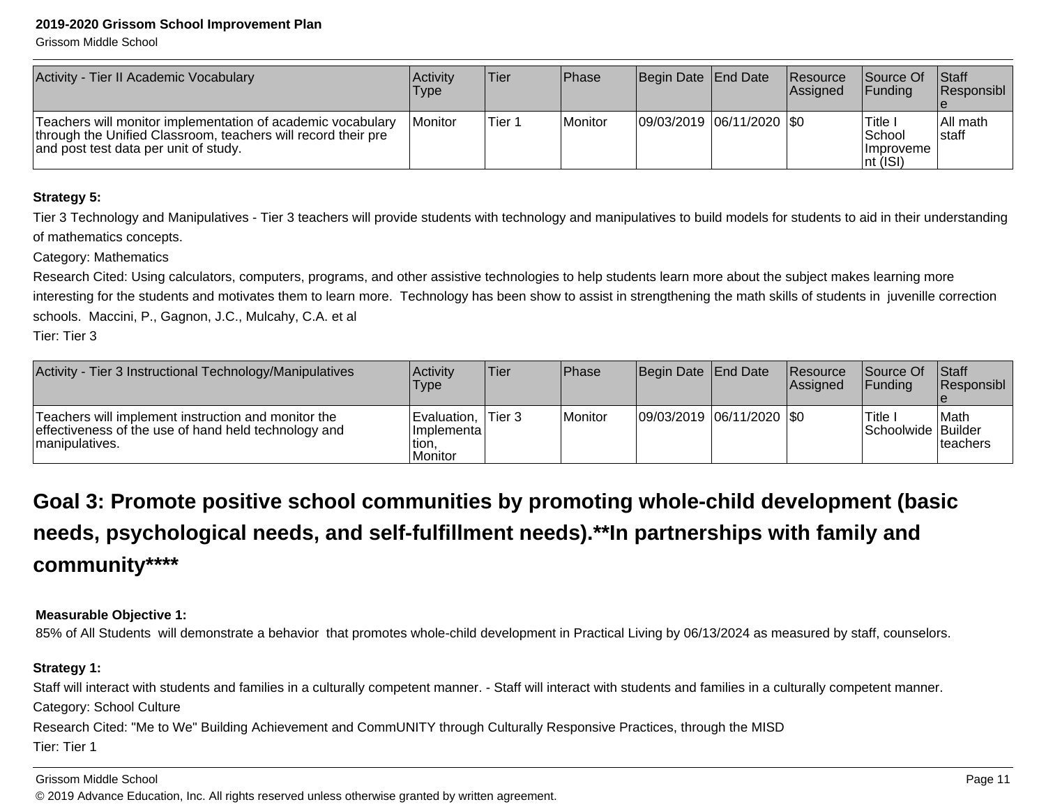| Activity - Tier II Academic Vocabulary | Activity Type | Tier | Phase | Begin Date | End Date | Resource Assigned | Source Of Funding | Staff Responsible |
|---|---|---|---|---|---|---|---|---|
| Teachers will monitor implementation of academic vocabulary through the Unified Classroom, teachers will record their pre and post test data per unit of study. | Monitor | Tier 1 | Monitor | 09/03/2019 | 06/11/2020 | $0 | Title I School Improvement (ISI) | All math staff |

**Strategy 5:**

Tier 3 Technology and Manipulatives - Tier 3 teachers will provide students with technology and manipulatives to build models for students to aid in their understanding of mathematics concepts.

Category: Mathematics

Research Cited: Using calculators, computers, programs, and other assistive technologies to help students learn more about the subject makes learning more interesting for the students and motivates them to learn more. Technology has been show to assist in strengthening the math skills of students in juvenille correction schools. Maccini, P., Gagnon, J.C., Mulcahy, C.A. et al

Tier: Tier 3

| Activity - Tier 3 Instructional Technology/Manipulatives | Activity Type | Tier | Phase | Begin Date | End Date | Resource Assigned | Source Of Funding | Staff Responsible |
|---|---|---|---|---|---|---|---|---|
| Teachers will implement instruction and monitor the effectiveness of the use of hand held technology and manipulatives. | Evaluation, Implementation, Monitor | Tier 3 | Monitor | 09/03/2019 | 06/11/2020 | $0 | Title I Schoolwide | Math Builder teachers |

## Goal 3: Promote positive school communities by promoting whole-child development (basic needs, psychological needs, and self-fulfillment needs).**In partnerships with family and community****

**Measurable Objective 1:**

85% of All Students will demonstrate a behavior that promotes whole-child development in Practical Living by 06/13/2024 as measured by staff, counselors.

**Strategy 1:**

Staff will interact with students and families in a culturally competent manner. - Staff will interact with students and families in a culturally competent manner.

Category: School Culture

Research Cited: "Me to We" Building Achievement and CommUNITY through Culturally Responsive Practices, through the MISD

Tier: Tier 1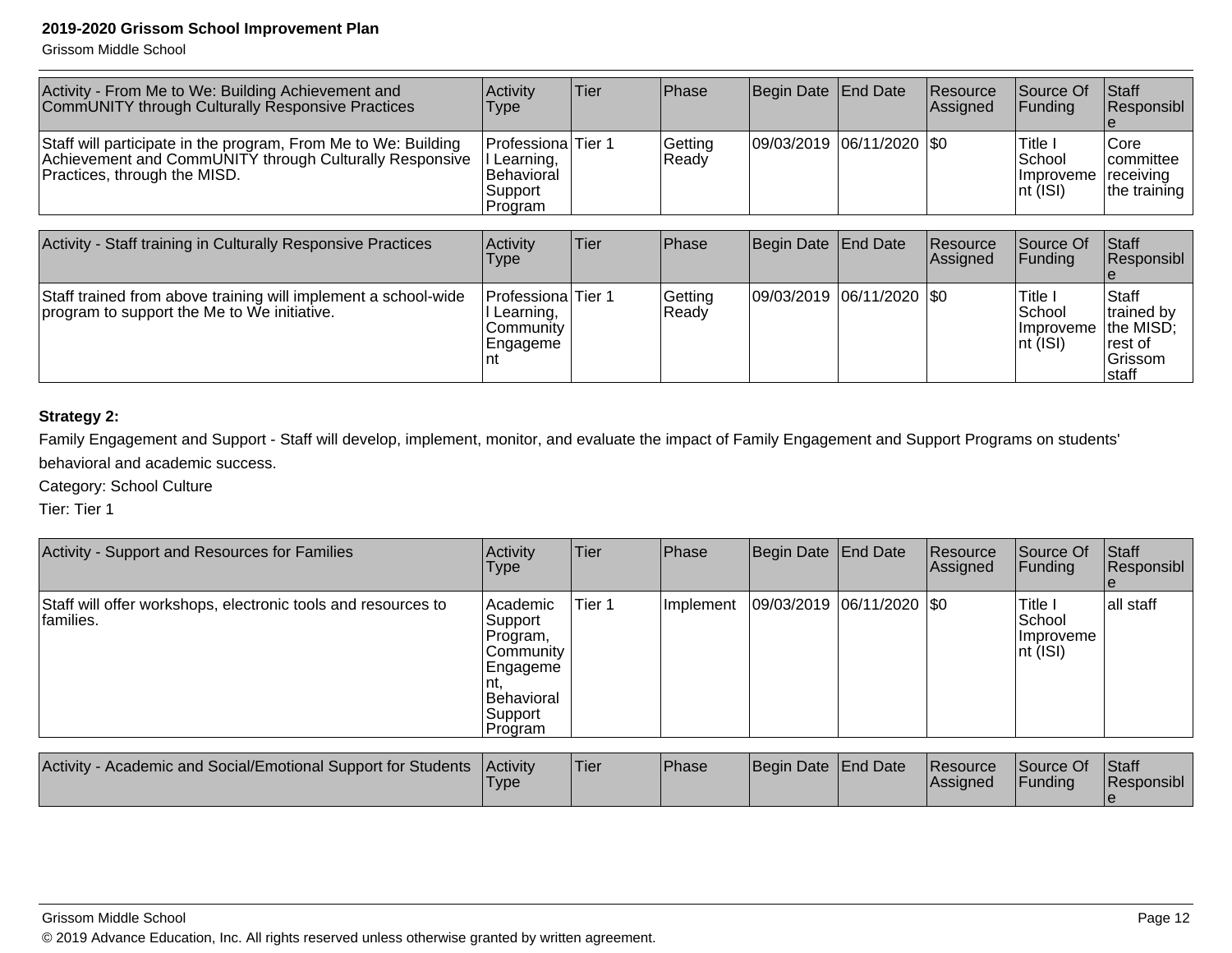| Activity - From Me to We: Building Achievement and CommUNITY through Culturally Responsive Practices | Activity Type | Tier | Phase | Begin Date | End Date | Resource Assigned | Source Of Funding | Staff Responsible |
|---|---|---|---|---|---|---|---|---|
| Staff will participate in the program, From Me to We: Building Achievement and CommUNITY through Culturally Responsive Practices, through the MISD. | Professional Learning, Behavioral Support Program | Tier 1 | Getting Ready | 09/03/2019 | 06/11/2020 | $0 | Title I School Improvement (ISI) | Core committee receiving the training |

| Activity - Staff training in Culturally Responsive Practices | Activity Type | Tier | Phase | Begin Date | End Date | Resource Assigned | Source Of Funding | Staff Responsible |
|---|---|---|---|---|---|---|---|---|
| Staff trained from above training will implement a school-wide program to support the Me to We initiative. | Professional Learning, Community Engagement | Tier 1 | Getting Ready | 09/03/2019 | 06/11/2020 | $0 | Title I School Improvement (ISI) | Staff trained by the MISD; rest of Grissom staff |

**Strategy 2:**

Family Engagement and Support - Staff will develop, implement, monitor, and evaluate the impact of Family Engagement and Support Programs on students' behavioral and academic success.

Category: School Culture

Tier: Tier 1

| Activity - Support and Resources for Families | Activity Type | Tier | Phase | Begin Date | End Date | Resource Assigned | Source Of Funding | Staff Responsible |
|---|---|---|---|---|---|---|---|---|
| Staff will offer workshops, electronic tools and resources to families. | Academic Support Program, Community Engagement, Behavioral Support Program | Tier 1 | Implement | 09/03/2019 | 06/11/2020 | $0 | Title I School Improvement (ISI) | all staff |

| Activity - Academic and Social/Emotional Support for Students | Activity Type | Tier | Phase | Begin Date | End Date | Resource Assigned | Source Of Funding | Staff Responsible |
|---|---|---|---|---|---|---|---|---|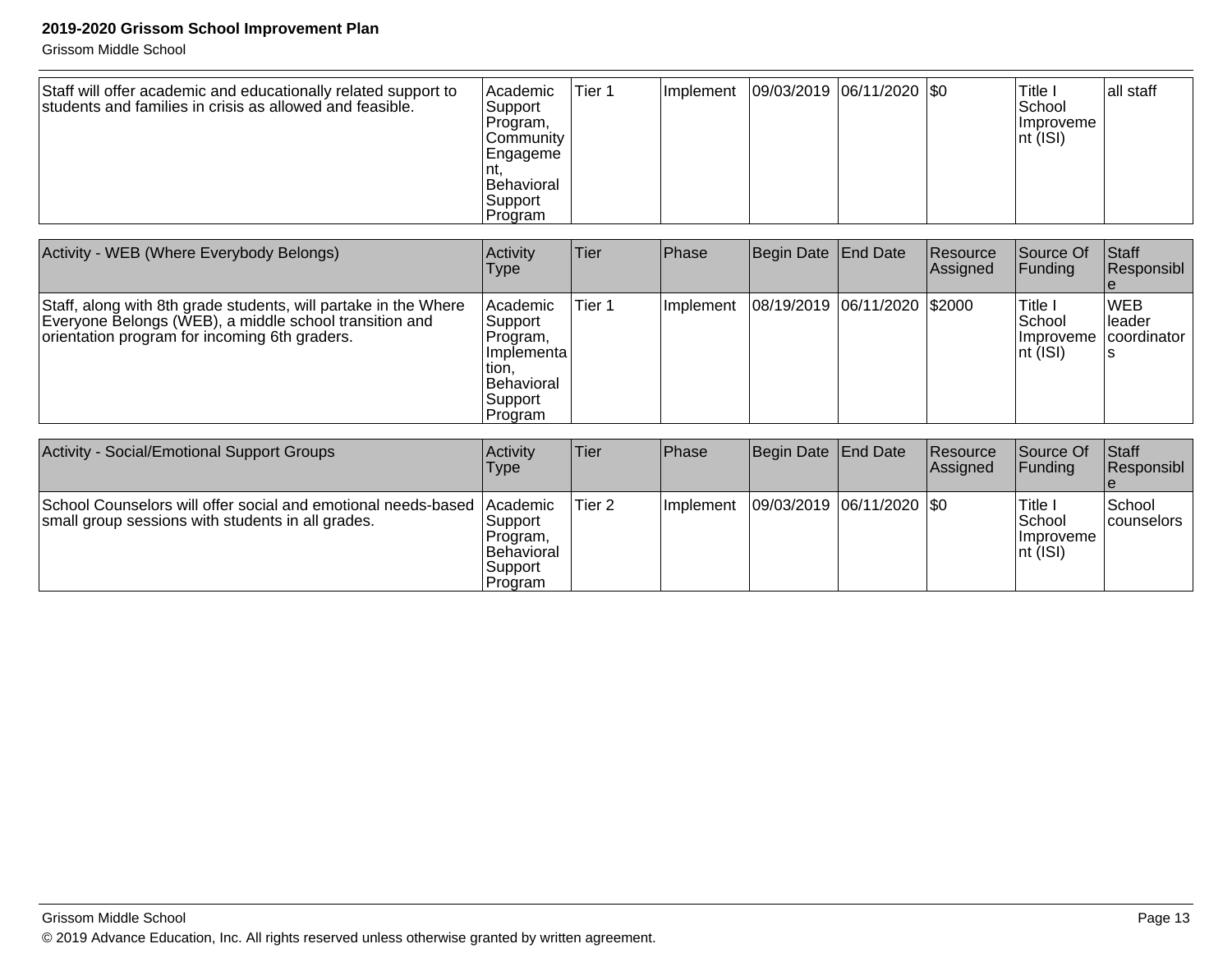| Staff will offer academic and educationally related support to students and families in crisis as allowed and feasible. | Academic Support Program, Community Engagement, Behavioral Support Program | Tier 1 | Implement | 09/03/2019 | 06/11/2020 | $0 | Title I School Improvement (ISI) | all staff |
|---|---|---|---|---|---|---|---|---|

| Activity - WEB (Where Everybody Belongs) | Activity Type | Tier | Phase | Begin Date | End Date | Resource Assigned | Source Of Funding | Staff Responsible |
|---|---|---|---|---|---|---|---|---|
| Staff, along with 8th grade students, will partake in the Where Everyone Belongs (WEB), a middle school transition and orientation program for incoming 6th graders. | Academic Support Program, Implementation, Behavioral Support Program | Tier 1 | Implement | 08/19/2019 | 06/11/2020 | $2000 | Title I School Improvement (ISI) | WEB leader coordinators |

| Activity - Social/Emotional Support Groups | Activity Type | Tier | Phase | Begin Date | End Date | Resource Assigned | Source Of Funding | Staff Responsible |
|---|---|---|---|---|---|---|---|---|
| School Counselors will offer social and emotional needs-based small group sessions with students in all grades. | Academic Support Program, Behavioral Support Program | Tier 2 | Implement | 09/03/2019 | 06/11/2020 | $0 | Title I School Improvement (ISI) | School counselors |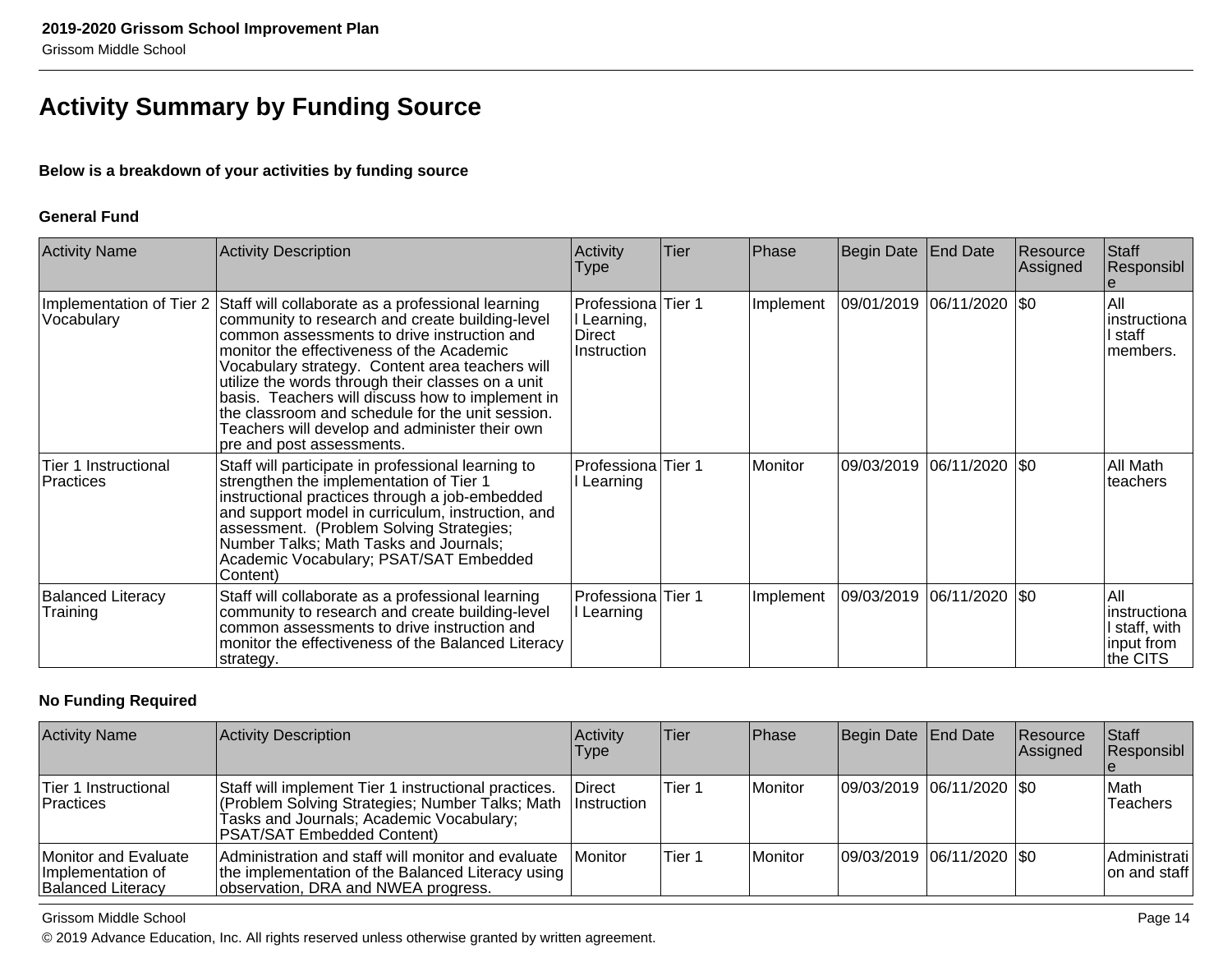# Activity Summary by Funding Source

**Below is a breakdown of your activities by funding source**

**General Fund**

| Activity Name | Activity Description | Activity Type | Tier | Phase | Begin Date | End Date | Resource Assigned | Staff Responsible |
|---|---|---|---|---|---|---|---|---|
| Implementation of Tier 2 Vocabulary | Staff will collaborate as a professional learning community to research and create building-level common assessments to drive instruction and monitor the effectiveness of the Academic Vocabulary strategy. Content area teachers will utilize the words through their classes on a unit basis. Teachers will discuss how to implement in the classroom and schedule for the unit session. Teachers will develop and administer their own pre and post assessments. | Professional Learning, Direct Instruction | Tier 1 | Implement | 09/01/2019 | 06/11/2020 | $0 | All instructional staff members. |
| Tier 1 Instructional Practices | Staff will participate in professional learning to strengthen the implementation of Tier 1 instructional practices through a job-embedded and support model in curriculum, instruction, and assessment. (Problem Solving Strategies; Number Talks; Math Tasks and Journals; Academic Vocabulary; PSAT/SAT Embedded Content) | Professional Learning | Tier 1 | Monitor | 09/03/2019 | 06/11/2020 | $0 | All Math teachers |
| Balanced Literacy Training | Staff will collaborate as a professional learning community to research and create building-level common assessments to drive instruction and monitor the effectiveness of the Balanced Literacy strategy. | Professional Learning | Tier 1 | Implement | 09/03/2019 | 06/11/2020 | $0 | All instructional staff, with input from the CITS |

**No Funding Required**

| Activity Name | Activity Description | Activity Type | Tier | Phase | Begin Date | End Date | Resource Assigned | Staff Responsible |
|---|---|---|---|---|---|---|---|---|
| Tier 1 Instructional Practices | Staff will implement Tier 1 instructional practices. (Problem Solving Strategies; Number Talks; Math Tasks and Journals; Academic Vocabulary; PSAT/SAT Embedded Content) | Direct Instruction | Tier 1 | Monitor | 09/03/2019 | 06/11/2020 | $0 | Math Teachers |
| Monitor and Evaluate Implementation of Balanced Literacy | Administration and staff will monitor and evaluate the implementation of the Balanced Literacy using observation, DRA and NWEA progress. | Monitor | Tier 1 | Monitor | 09/03/2019 | 06/11/2020 | $0 | Administration and staff |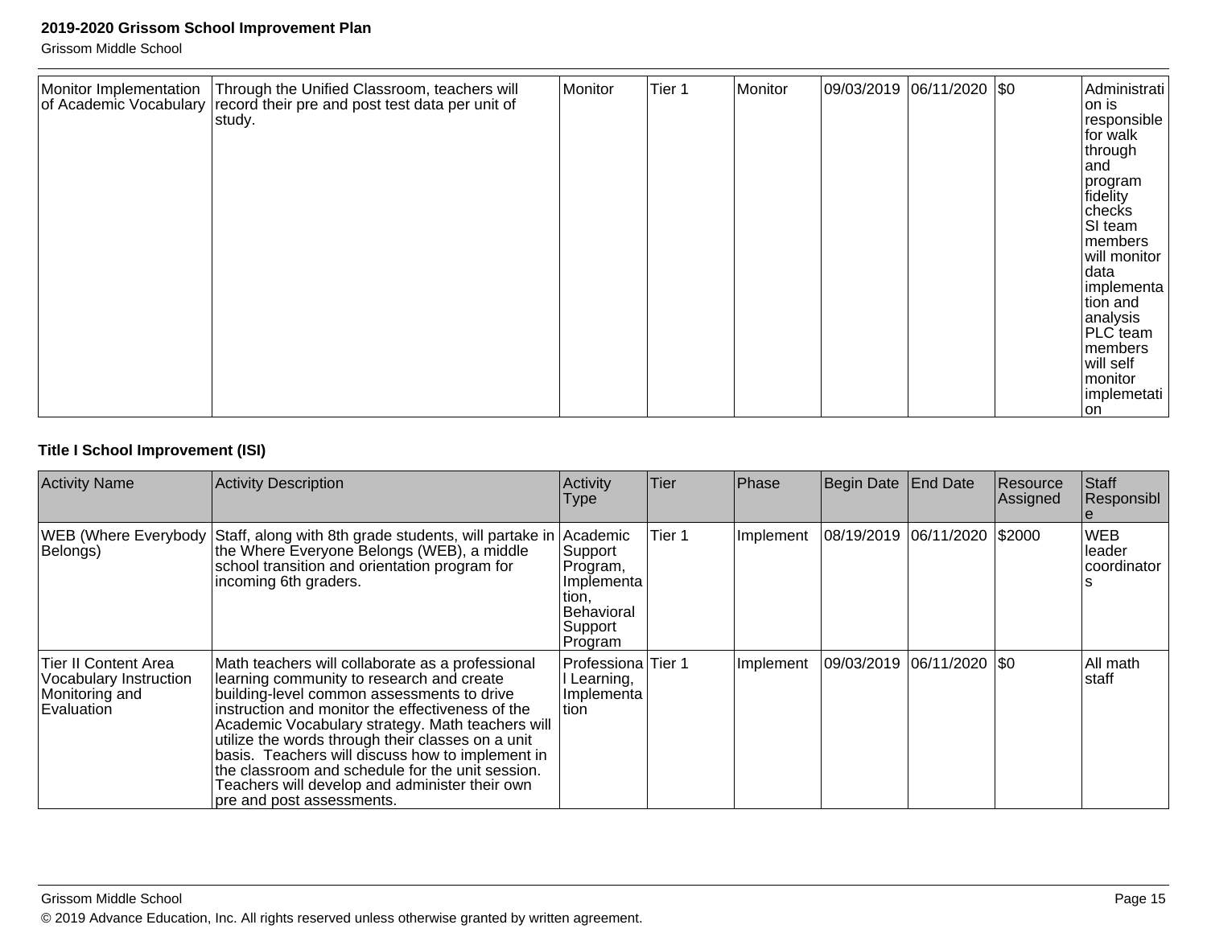| Monitor Implementation of Academic Vocabulary | Through the Unified Classroom, teachers will record their pre and post test data per unit of study. | Monitor | Tier 1 | Monitor | 09/03/2019 | 06/11/2020 | $0 | Administration is responsible for walk through and program fidelity checks SI team members will monitor data implementation and analysis PLC team members will self monitor implemetation |
|---|---|---|---|---|---|---|---|---|

### Title I School Improvement (ISI)

| Activity Name | Activity Description | Activity Type | Tier | Phase | Begin Date | End Date | Resource Assigned | Staff Responsible |
|---|---|---|---|---|---|---|---|---|
| WEB (Where Everybody Belongs) | Staff, along with 8th grade students, will partake in the Where Everyone Belongs (WEB), a middle school transition and orientation program for incoming 6th graders. | Academic Support Program, Implementation, Behavioral Support Program | Tier 1 | Implement | 08/19/2019 | 06/11/2020 | $2000 | WEB leader coordinators |
| Tier II Content Area Vocabulary Instruction Monitoring and Evaluation | Math teachers will collaborate as a professional learning community to research and create building-level common assessments to drive instruction and monitor the effectiveness of the Academic Vocabulary strategy. Math teachers will utilize the words through their classes on a unit basis. Teachers will discuss how to implement in the classroom and schedule for the unit session. Teachers will develop and administer their own pre and post assessments. | Professional Learning, Implementation | Tier 1 | Implement | 09/03/2019 | 06/11/2020 | $0 | All math staff |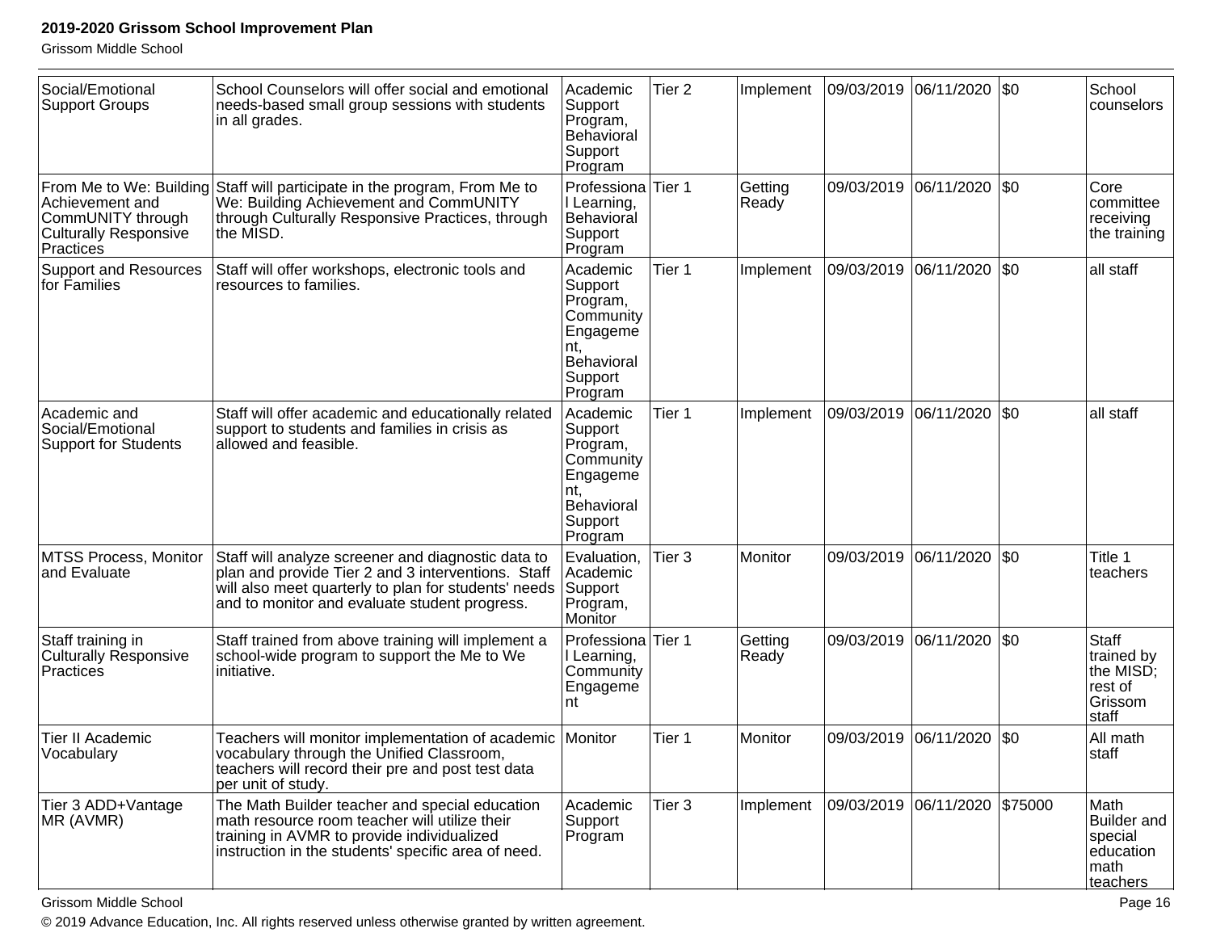| Social/Emotional Support Groups | School Counselors will offer social and emotional needs-based small group sessions with students in all grades. | Academic Support Program, Behavioral Support Program | Tier 2 | Implement | 09/03/2019 | 06/11/2020 | $0 | School counselors |
|---|---|---|---|---|---|---|---|---|
| From Me to We: Building Achievement and CommUNITY through Culturally Responsive Practices | Staff will participate in the program, From Me to We: Building Achievement and CommUNITY through Culturally Responsive Practices, through the MISD. | Professional Learning, Behavioral Support Program | Tier 1 | Getting Ready | 09/03/2019 | 06/11/2020 | $0 | Core committee receiving the training |
| Support and Resources for Families | Staff will offer workshops, electronic tools and resources to families. | Academic Support Program, Community Engagement, Behavioral Support Program | Tier 1 | Implement | 09/03/2019 | 06/11/2020 | $0 | all staff |
| Academic and Social/Emotional Support for Students | Staff will offer academic and educationally related support to students and families in crisis as allowed and feasible. | Academic Support Program, Community Engagement, Behavioral Support Program | Tier 1 | Implement | 09/03/2019 | 06/11/2020 | $0 | all staff |
| MTSS Process, Monitor and Evaluate | Staff will analyze screener and diagnostic data to plan and provide Tier 2 and 3 interventions. Staff will also meet quarterly to plan for students' needs and to monitor and evaluate student progress. | Evaluation, Academic Support Program, Monitor | Tier 3 | Monitor | 09/03/2019 | 06/11/2020 | $0 | Title 1 teachers |
| Staff training in Culturally Responsive Practices | Staff trained from above training will implement a school-wide program to support the Me to We initiative. | Professional Learning, Community Engagement | Tier 1 | Getting Ready | 09/03/2019 | 06/11/2020 | $0 | Staff trained by the MISD; rest of Grissom staff |
| Tier II Academic Vocabulary | Teachers will monitor implementation of academic vocabulary through the Unified Classroom, teachers will record their pre and post test data per unit of study. | Monitor | Tier 1 | Monitor | 09/03/2019 | 06/11/2020 | $0 | All math staff |
| Tier 3 ADD+Vantage MR (AVMR) | The Math Builder teacher and special education math resource room teacher will utilize their training in AVMR to provide individualized instruction in the students' specific area of need. | Academic Support Program | Tier 3 | Implement | 09/03/2019 | 06/11/2020 | $75000 | Math Builder and special education math teachers |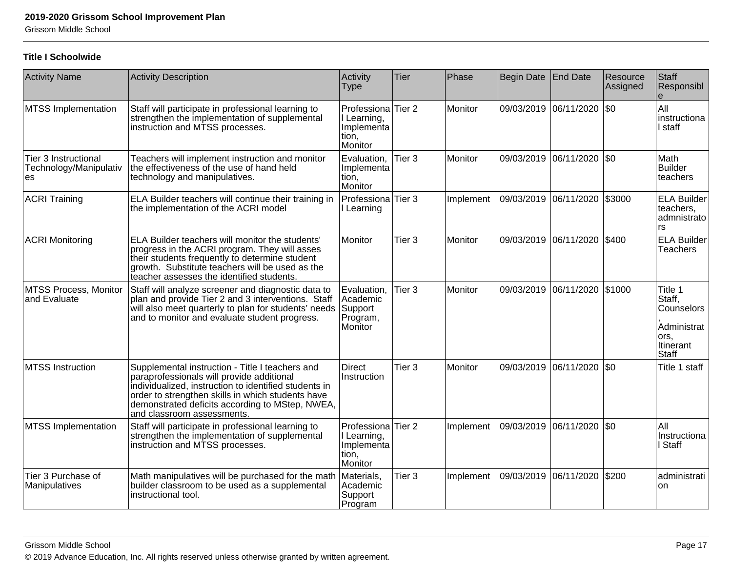### Title I Schoolwide

| Activity Name | Activity Description | Activity Type | Tier | Phase | Begin Date | End Date | Resource Assigned | Staff Responsible |
|---|---|---|---|---|---|---|---|---|
| MTSS Implementation | Staff will participate in professional learning to strengthen the implementation of supplemental instruction and MTSS processes. | Professional Learning, Implementation, Monitor | Tier 2 | Monitor | 09/03/2019 | 06/11/2020 | $0 | All instructional staff |
| Tier 3 Instructional Technology/Manipulatives | Teachers will implement instruction and monitor the effectiveness of the use of hand held technology and manipulatives. | Evaluation, Implementation, Monitor | Tier 3 | Monitor | 09/03/2019 | 06/11/2020 | $0 | Math Builder teachers |
| ACRI Training | ELA Builder teachers will continue their training in the implementation of the ACRI model | Professional Learning | Tier 3 | Implement | 09/03/2019 | 06/11/2020 | $3000 | ELA Builder teachers, admnistrators |
| ACRI Monitoring | ELA Builder teachers will monitor the students' progress in the ACRI program. They will asses their students frequently to determine student growth. Substitute teachers will be used as the teacher assesses the identified students. | Monitor | Tier 3 | Monitor | 09/03/2019 | 06/11/2020 | $400 | ELA Builder Teachers |
| MTSS Process, Monitor and Evaluate | Staff will analyze screener and diagnostic data to plan and provide Tier 2 and 3 interventions. Staff will also meet quarterly to plan for students' needs and to monitor and evaluate student progress. | Evaluation, Academic Support Program, Monitor | Tier 3 | Monitor | 09/03/2019 | 06/11/2020 | $1000 | Title 1 Staff, Counselors, Administrators, Itinerant Staff |
| MTSS Instruction | Supplemental instruction - Title I teachers and paraprofessionals will provide additional individualized, instruction to identified students in order to strengthen skills in which students have demonstrated deficits according to MStep, NWEA, and classroom assessments. | Direct Instruction | Tier 3 | Monitor | 09/03/2019 | 06/11/2020 | $0 | Title 1 staff |
| MTSS Implementation | Staff will participate in professional learning to strengthen the implementation of supplemental instruction and MTSS processes. | Professional Learning, Implementation, Monitor | Tier 2 | Implement | 09/03/2019 | 06/11/2020 | $0 | All Instructional Staff |
| Tier 3 Purchase of Manipulatives | Math manipulatives will be purchased for the math builder classroom to be used as a supplemental instructional tool. | Materials, Academic Support Program | Tier 3 | Implement | 09/03/2019 | 06/11/2020 | $200 | administration |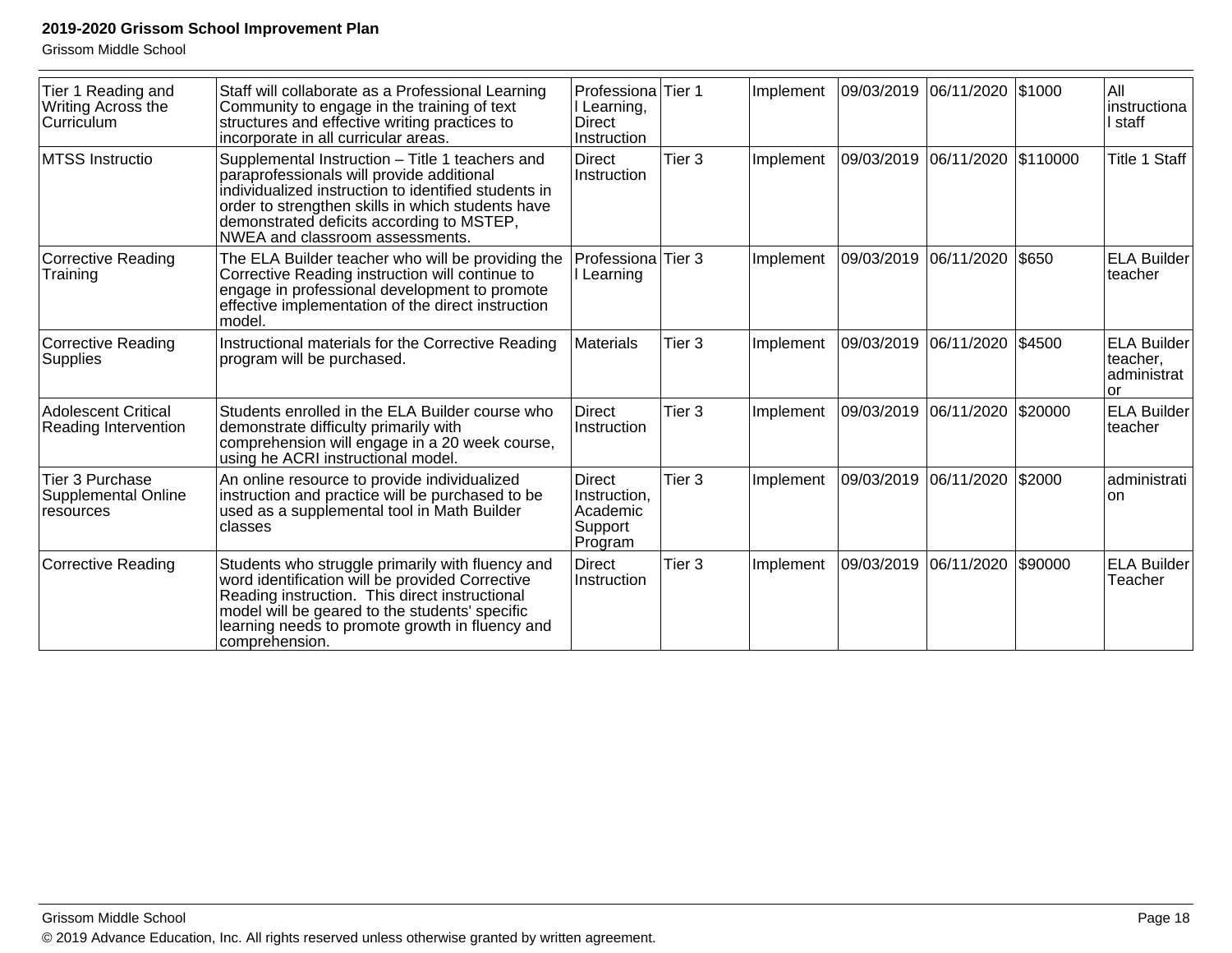| | | | | | | | | |
|---|---|---|---|---|---|---|---|---|
| Tier 1 Reading and Writing Across the Curriculum | Staff will collaborate as a Professional Learning Community to engage in the training of text structures and effective writing practices to incorporate in all curricular areas. | Professional Learning, Direct Instruction | Tier 1 | Implement | 09/03/2019 | 06/11/2020 | $1000 | All instructional staff |
| MTSS Instructio | Supplemental Instruction – Title 1 teachers and paraprofessionals will provide additional individualized instruction to identified students in order to strengthen skills in which students have demonstrated deficits according to MSTEP, NWEA and classroom assessments. | Direct Instruction | Tier 3 | Implement | 09/03/2019 | 06/11/2020 | $110000 | Title 1 Staff |
| Corrective Reading Training | The ELA Builder teacher who will be providing the Corrective Reading instruction will continue to engage in professional development to promote effective implementation of the direct instruction model. | Professional Learning | Tier 3 | Implement | 09/03/2019 | 06/11/2020 | $650 | ELA Builder teacher |
| Corrective Reading Supplies | Instructional materials for the Corrective Reading program will be purchased. | Materials | Tier 3 | Implement | 09/03/2019 | 06/11/2020 | $4500 | ELA Builder teacher, administrator |
| Adolescent Critical Reading Intervention | Students enrolled in the ELA Builder course who demonstrate difficulty primarily with comprehension will engage in a 20 week course, using he ACRI instructional model. | Direct Instruction | Tier 3 | Implement | 09/03/2019 | 06/11/2020 | $20000 | ELA Builder teacher |
| Tier 3 Purchase Supplemental Online resources | An online resource to provide individualized instruction and practice will be purchased to be used as a supplemental tool in Math Builder classes | Direct Instruction, Academic Support Program | Tier 3 | Implement | 09/03/2019 | 06/11/2020 | $2000 | administration |
| Corrective Reading | Students who struggle primarily with fluency and word identification will be provided Corrective Reading instruction. This direct instructional model will be geared to the students' specific learning needs to promote growth in fluency and comprehension. | Direct Instruction | Tier 3 | Implement | 09/03/2019 | 06/11/2020 | $90000 | ELA Builder Teacher |